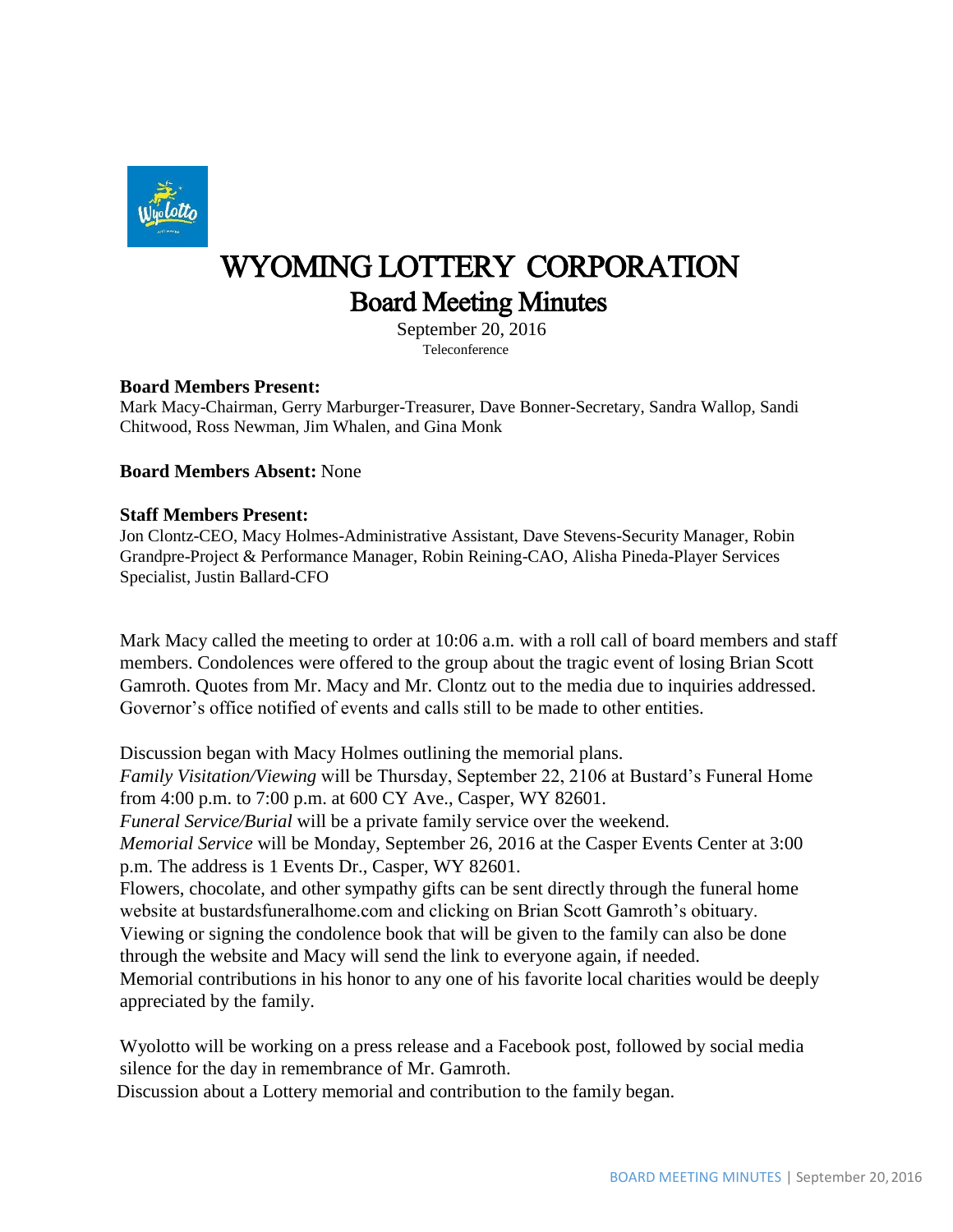# WYOMING LOTTERY CORPORATION

## Board Meeting Minutes

September 20, 2016

Teleconference

**Board Members Present:**
Mark Macy-Chairman, Gerry Marburger-Treasurer, Dave Bonner-Secretary, Sandra Wallop, Sandi Chitwood, Ross Newman, Jim Whalen, and Gina Monk

**Board Members Absent:** None

**Staff Members Present:**
Jon Clontz-CEO, Macy Holmes-Administrative Assistant, Dave Stevens-Security Manager, Robin Grandpre-Project & Performance Manager, Robin Reining-CAO, Alisha Pineda-Player Services Specialist, Justin Ballard-CFO

Mark Macy called the meeting to order at 10:06 a.m. with a roll call of board members and staff members. Condolences were offered to the group about the tragic event of losing Brian Scott Gamroth. Quotes from Mr. Macy and Mr. Clontz out to the media due to inquiries addressed. Governor's office notified of events and calls still to be made to other entities.

Discussion began with Macy Holmes outlining the memorial plans.
*Family Visitation/Viewing* will be Thursday, September 22, 2106 at Bustard's Funeral Home from 4:00 p.m. to 7:00 p.m. at 600 CY Ave., Casper, WY 82601.
*Funeral Service/Burial* will be a private family service over the weekend.
*Memorial Service* will be Monday, September 26, 2016 at the Casper Events Center at 3:00 p.m. The address is 1 Events Dr., Casper, WY 82601.
Flowers, chocolate, and other sympathy gifts can be sent directly through the funeral home website at bustardsfuneralhome.com and clicking on Brian Scott Gamroth's obituary.
Viewing or signing the condolence book that will be given to the family can also be done through the website and Macy will send the link to everyone again, if needed.
Memorial contributions in his honor to any one of his favorite local charities would be deeply appreciated by the family.

Wyolotto will be working on a press release and a Facebook post, followed by social media silence for the day in remembrance of Mr. Gamroth.
Discussion about a Lottery memorial and contribution to the family began.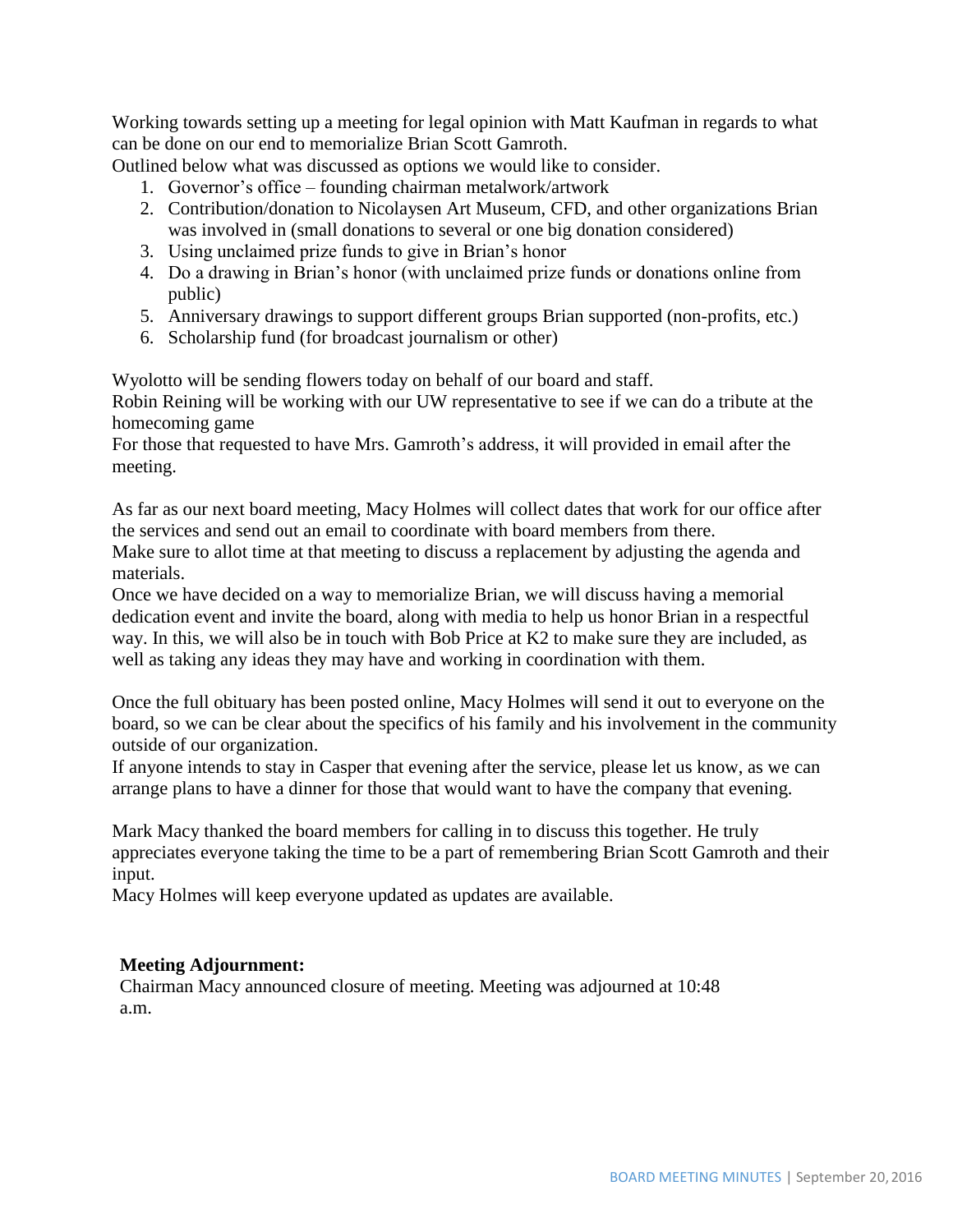Working towards setting up a meeting for legal opinion with Matt Kaufman in regards to what can be done on our end to memorialize Brian Scott Gamroth.
Outlined below what was discussed as options we would like to consider.

1. Governor's office – founding chairman metalwork/artwork
2. Contribution/donation to Nicolaysen Art Museum, CFD, and other organizations Brian was involved in (small donations to several or one big donation considered)
3. Using unclaimed prize funds to give in Brian's honor
4. Do a drawing in Brian's honor (with unclaimed prize funds or donations online from public)
5. Anniversary drawings to support different groups Brian supported (non-profits, etc.)
6. Scholarship fund (for broadcast journalism or other)

Wyolotto will be sending flowers today on behalf of our board and staff.
Robin Reining will be working with our UW representative to see if we can do a tribute at the homecoming game
For those that requested to have Mrs. Gamroth's address, it will provided in email after the meeting.

As far as our next board meeting, Macy Holmes will collect dates that work for our office after the services and send out an email to coordinate with board members from there.
Make sure to allot time at that meeting to discuss a replacement by adjusting the agenda and materials.
Once we have decided on a way to memorialize Brian, we will discuss having a memorial dedication event and invite the board, along with media to help us honor Brian in a respectful way. In this, we will also be in touch with Bob Price at K2 to make sure they are included, as well as taking any ideas they may have and working in coordination with them.

Once the full obituary has been posted online, Macy Holmes will send it out to everyone on the board, so we can be clear about the specifics of his family and his involvement in the community outside of our organization.
If anyone intends to stay in Casper that evening after the service, please let us know, as we can arrange plans to have a dinner for those that would want to have the company that evening.

Mark Macy thanked the board members for calling in to discuss this together. He truly appreciates everyone taking the time to be a part of remembering Brian Scott Gamroth and their input.
Macy Holmes will keep everyone updated as updates are available.

**Meeting Adjournment:**
Chairman Macy announced closure of meeting. Meeting was adjourned at 10:48 a.m.